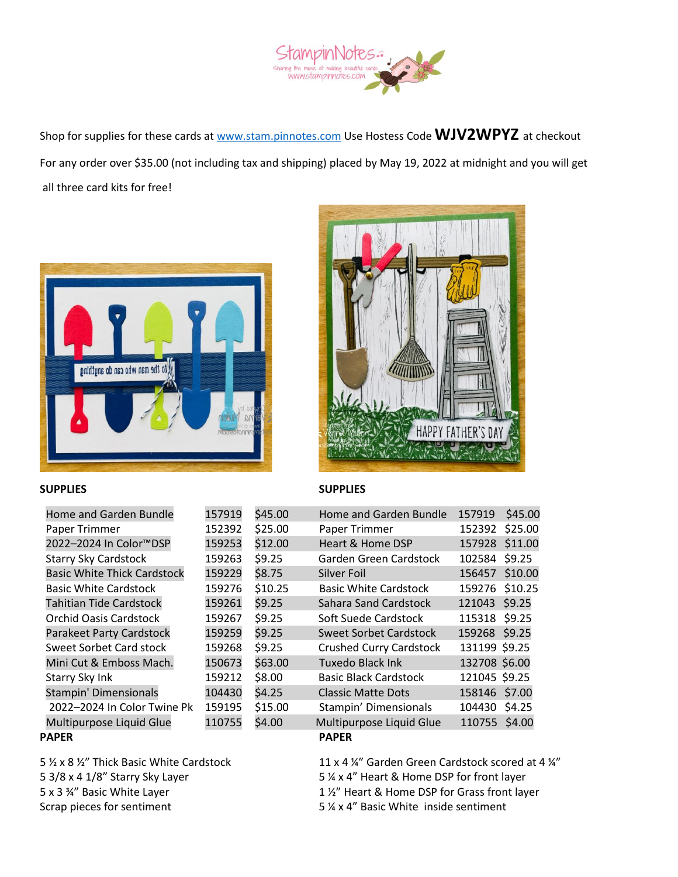Shop for supplies for these cards at www.stam.pinnotes.com Use Hostess Code **WJV2WPYZ** at checkout

For any order over $35.00 (not including tax and shipping) placed by May 19, 2022 at midnight and you will get all three card kits for free!

**SUPPLIES**

| | | |
|---|---|---|
| Home and Garden Bundle | 157919 | $45.00 |
| Paper Trimmer | 152392 | $25.00 |
| 2022–2024 In Color™DSP | 159253 | $12.00 |
| Starry Sky Cardstock | 159263 | $9.25 |
| Basic White Thick Cardstock | 159229 | $8.75 |
| Basic White Cardstock | 159276 | $10.25 |
| Tahitian Tide Cardstock | 159261 | $9.25 |
| Orchid Oasis Cardstock | 159267 | $9.25 |
| Parakeet Party Cardstock | 159259 | $9.25 |
| Sweet Sorbet Card stock | 159268 | $9.25 |
| Mini Cut & Emboss Mach. | 150673 | $63.00 |
| Starry Sky Ink | 159212 | $8.00 |
| Stampin' Dimensionals | 104430 | $4.25 |
| 2022–2024 In Color Twine Pk | 159195 | $15.00 |
| Multipurpose Liquid Glue | 110755 | $4.00 |

**PAPER**

5 ½ x 8 ½" Thick Basic White Cardstock
5 3/8 x 4 1/8" Starry Sky Layer
5 x 3 ¾" Basic White Layer
Scrap pieces for sentiment

**SUPPLIES**

| | | |
|---|---|---|
| Home and Garden Bundle | 157919 | $45.00 |
| Paper Trimmer | 152392 | $25.00 |
| Heart & Home DSP | 157928 | $11.00 |
| Garden Green Cardstock | 102584 | $9.25 |
| Silver Foil | 156457 | $10.00 |
| Basic White Cardstock | 159276 | $10.25 |
| Sahara Sand Cardstock | 121043 | $9.25 |
| Soft Suede Cardstock | 115318 | $9.25 |
| Sweet Sorbet Cardstock | 159268 | $9.25 |
| Crushed Curry Cardstock | 131199 | $9.25 |
| Tuxedo Black Ink | 132708 | $6.00 |
| Basic Black Cardstock | 121045 | $9.25 |
| Classic Matte Dots | 158146 | $7.00 |
| Stampin' Dimensionals | 104430 | $4.25 |
| Multipurpose Liquid Glue | 110755 | $4.00 |

**PAPER**

11 x 4 ¼" Garden Green Cardstock scored at 4 ¼"
5 ¼ x 4" Heart & Home DSP for front layer
1 ½" Heart & Home DSP for Grass front layer
5 ¼ x 4" Basic White inside sentiment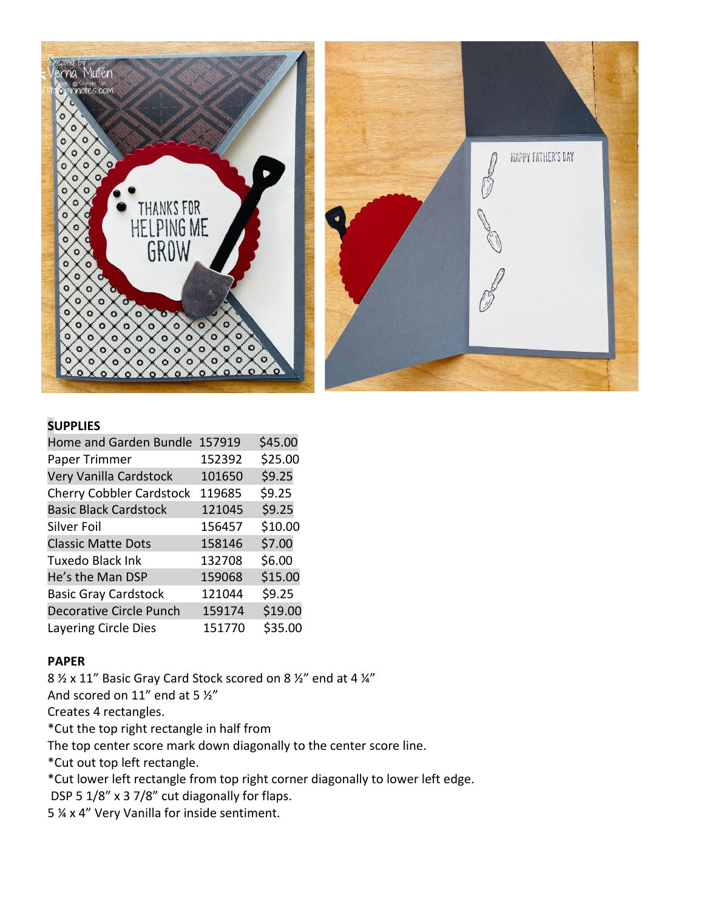**SUPPLIES**

| | | |
|---|---|---|
| Home and Garden Bundle | 157919 | $45.00 |
| Paper Trimmer | 152392 | $25.00 |
| Very Vanilla Cardstock | 101650 | $9.25 |
| Cherry Cobbler Cardstock | 119685 | $9.25 |
| Basic Black Cardstock | 121045 | $9.25 |
| Silver Foil | 156457 | $10.00 |
| Classic Matte Dots | 158146 | $7.00 |
| Tuxedo Black Ink | 132708 | $6.00 |
| He's the Man DSP | 159068 | $15.00 |
| Basic Gray Cardstock | 121044 | $9.25 |
| Decorative Circle Punch | 159174 | $19.00 |
| Layering Circle Dies | 151770 | $35.00 |

**PAPER**

8 ½ x 11" Basic Gray Card Stock scored on 8 ½" end at 4 ¼"
And scored on 11" end at 5 ½"
Creates 4 rectangles.
*Cut the top right rectangle in half from
The top center score mark down diagonally to the center score line.
*Cut out top left rectangle.
*Cut lower left rectangle from top right corner diagonally to lower left edge.
DSP 5 1/8" x 3 7/8" cut diagonally for flaps.
5 ¼ x 4" Very Vanilla for inside sentiment.